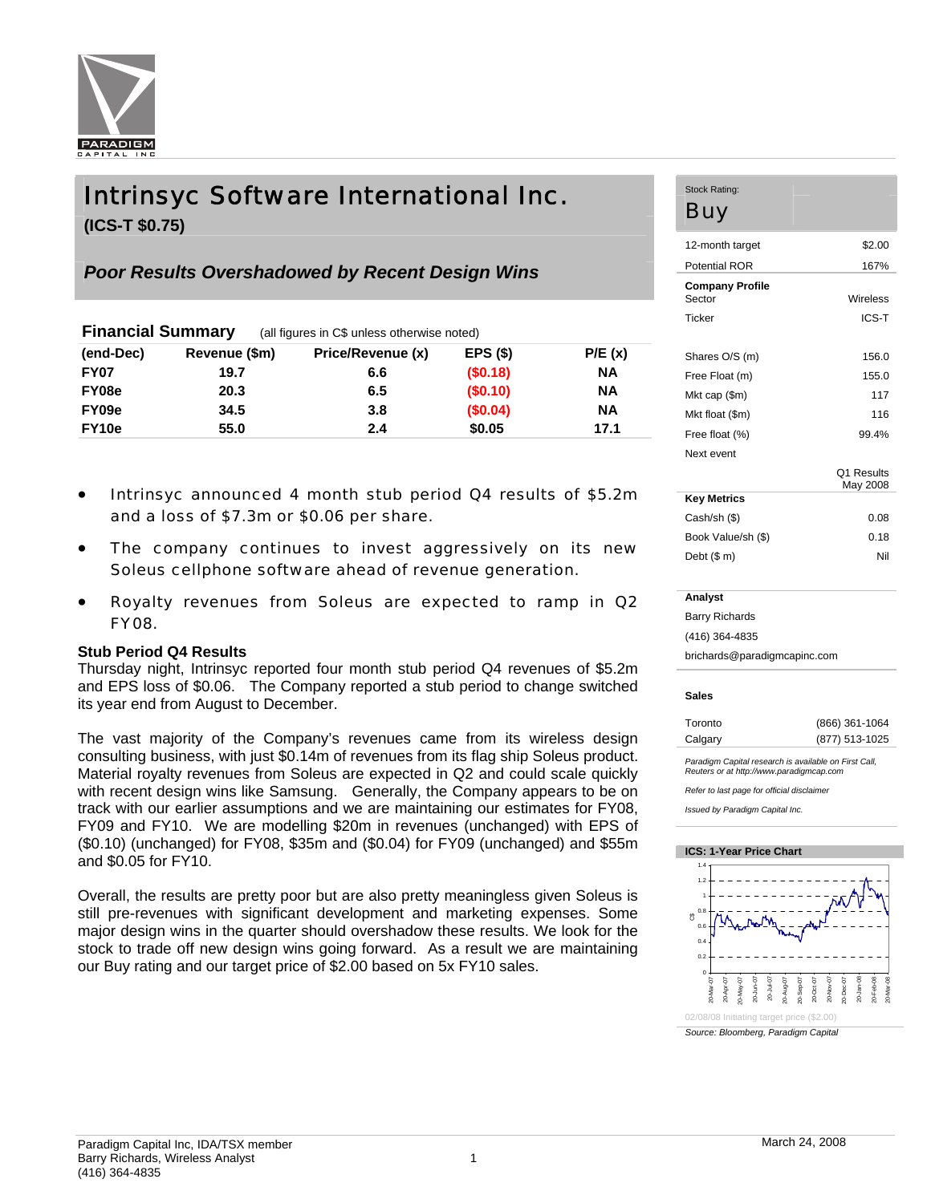# Intrinsyc Software International Inc.

**(ICS-T $0.75)**

## *Poor Results Overshadowed by Recent Design Wins*

**Financial Summary** (all figures in C$ unless otherwise noted)

| (end-Dec) | Revenue ($m) | Price/Revenue (x) | EPS ($) | P/E (x) |
|---|---|---|---|---|
| **FY07** | **19.7** | **6.6** | **($0.18)** | **NA** |
| **FY08e** | **20.3** | **6.5** | **($0.10)** | **NA** |
| **FY09e** | **34.5** | **3.8** | **($0.04)** | **NA** |
| **FY10e** | **55.0** | **2.4** | **$0.05** | **17.1** |

- Intrinsyc announced 4 month stub period Q4 results of $5.2m and a loss of $7.3m or $0.06 per share.
- The company continues to invest aggressively on its new Soleus cellphone software ahead of revenue generation.
- Royalty revenues from Soleus are expected to ramp in Q2 FY08.

### Stub Period Q4 Results

Thursday night, Intrinsyc reported four month stub period Q4 revenues of $5.2m and EPS loss of $0.06. The Company reported a stub period to change switched its year end from August to December.

The vast majority of the Company's revenues came from its wireless design consulting business, with just $0.14m of revenues from its flag ship Soleus product. Material royalty revenues from Soleus are expected in Q2 and could scale quickly with recent design wins like Samsung. Generally, the Company appears to be on track with our earlier assumptions and we are maintaining our estimates for FY08, FY09 and FY10. We are modelling $20m in revenues (unchanged) with EPS of ($0.10) (unchanged) for FY08, $35m and ($0.04) for FY09 (unchanged) and $55m and $0.05 for FY10.

Overall, the results are pretty poor but are also pretty meaningless given Soleus is still pre-revenues with significant development and marketing expenses. Some major design wins in the quarter should overshadow these results. We look for the stock to trade off new design wins going forward. As a result we are maintaining our Buy rating and our target price of $2.00 based on 5x FY10 sales.

---

Stock Rating: **Buy**

| | |
|---|---|
| 12-month target | $2.00 |
| Potential ROR | 167% |

**Company Profile**

| | |
|---|---|
| Sector | Wireless |
| Ticker | ICS-T |
| Shares O/S (m) | 156.0 |
| Free Float (m) | 155.0 |
| Mkt cap ($m) | 117 |
| Mkt float ($m) | 116 |
| Free float (%) | 99.4% |
| Next event | Q1 Results May 2008 |

**Key Metrics**

| | |
|---|---|
| Cash/sh ($) | 0.08 |
| Book Value/sh ($) | 0.18 |
| Debt ($ m) | Nil |

**Analyst**

Barry Richards
(416) 364-4835
brichards@paradigmcapinc.com

**Sales**

| | |
|---|---|
| Toronto | (866) 361-1064 |
| Calgary | (877) 513-1025 |

*Paradigm Capital research is available on First Call, Reuters or at http://www.paradigmcap.com*

*Refer to last page for official disclaimer*

*Issued by Paradigm Capital Inc.*

**ICS: 1-Year Price Chart**

02/08/08 Initiating target price ($2.00)

*Source: Bloomberg, Paradigm Capital*

---

Paradigm Capital Inc, IDA/TSX member
Barry Richards, Wireless Analyst
(416) 364-4835

March 24, 2008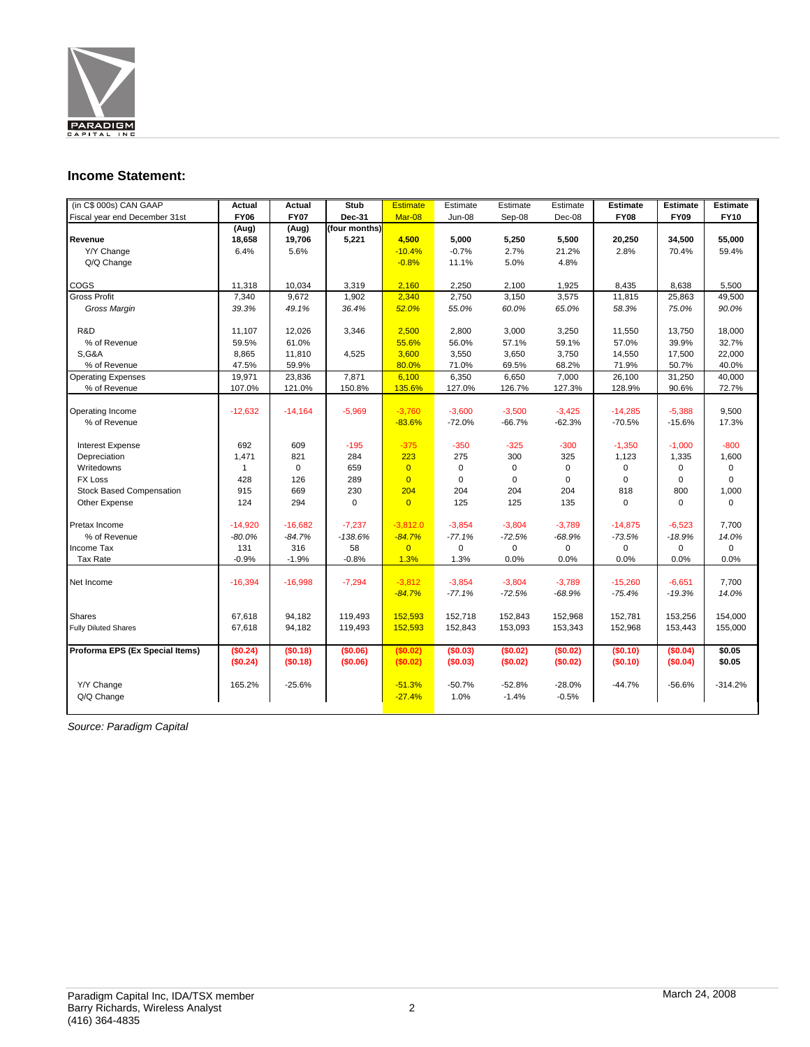## Income Statement:

| (in C$ 000s) CAN GAAP<br>Fiscal year end December 31st | Actual<br>FY06 | Actual<br>FY07 | Stub<br>Dec-31 | Estimate<br>Mar-08 | Estimate<br>Jun-08 | Estimate<br>Sep-08 | Estimate<br>Dec-08 | Estimate<br>FY08 | Estimate<br>FY09 | Estimate<br>FY10 |
|---|---|---|---|---|---|---|---|---|---|---|
| | (Aug) | (Aug) | (four months) | | | | | | | |
| **Revenue** | **18,658** | **19,706** | **5,221** | **4,500** | **5,000** | **5,250** | **5,500** | **20,250** | **34,500** | **55,000** |
| Y/Y Change | 6.4% | 5.6% | | -10.4% | -0.7% | 2.7% | 21.2% | 2.8% | 70.4% | 59.4% |
| Q/Q Change | | | | -0.8% | 11.1% | 5.0% | 4.8% | | | |
| COGS | 11,318 | 10,034 | 3,319 | 2,160 | 2,250 | 2,100 | 1,925 | 8,435 | 8,638 | 5,500 |
| Gross Profit | 7,340 | 9,672 | 1,902 | 2,340 | 2,750 | 3,150 | 3,575 | 11,815 | 25,863 | 49,500 |
| *Gross Margin* | *39.3%* | *49.1%* | *36.4%* | *52.0%* | *55.0%* | *60.0%* | *65.0%* | *58.3%* | *75.0%* | *90.0%* |
| R&D | 11,107 | 12,026 | 3,346 | 2,500 | 2,800 | 3,000 | 3,250 | 11,550 | 13,750 | 18,000 |
| % of Revenue | 59.5% | 61.0% | | 55.6% | 56.0% | 57.1% | 59.1% | 57.0% | 39.9% | 32.7% |
| S,G&A | 8,865 | 11,810 | 4,525 | 3,600 | 3,550 | 3,650 | 3,750 | 14,550 | 17,500 | 22,000 |
| % of Revenue | 47.5% | 59.9% | | 80.0% | 71.0% | 69.5% | 68.2% | 71.9% | 50.7% | 40.0% |
| Operating Expenses | 19,971 | 23,836 | 7,871 | 6,100 | 6,350 | 6,650 | 7,000 | 26,100 | 31,250 | 40,000 |
| % of Revenue | 107.0% | 121.0% | 150.8% | 135.6% | 127.0% | 126.7% | 127.3% | 128.9% | 90.6% | 72.7% |
| Operating Income | -12,632 | -14,164 | -5,969 | -3,760 | -3,600 | -3,500 | -3,425 | -14,285 | -5,388 | 9,500 |
| % of Revenue | | | | -83.6% | -72.0% | -66.7% | -62.3% | -70.5% | -15.6% | 17.3% |
| Interest Expense | 692 | 609 | -195 | -375 | -350 | -325 | -300 | -1,350 | -1,000 | -800 |
| Depreciation | 1,471 | 821 | 284 | 223 | 275 | 300 | 325 | 1,123 | 1,335 | 1,600 |
| Writedowns | 1 | 0 | 659 | 0 | 0 | 0 | 0 | 0 | 0 | 0 |
| FX Loss | 428 | 126 | 289 | 0 | 0 | 0 | 0 | 0 | 0 | 0 |
| Stock Based Compensation | 915 | 669 | 230 | 204 | 204 | 204 | 204 | 818 | 800 | 1,000 |
| Other Expense | 124 | 294 | 0 | 0 | 125 | 125 | 135 | 0 | 0 | 0 |
| Pretax Income | -14,920 | -16,682 | -7,237 | -3,812.0 | -3,854 | -3,804 | -3,789 | -14,875 | -6,523 | 7,700 |
| % of Revenue | *-80.0%* | *-84.7%* | *-138.6%* | *-84.7%* | *-77.1%* | *-72.5%* | *-68.9%* | *-73.5%* | *-18.9%* | *14.0%* |
| Income Tax | 131 | 316 | 58 | 0 | 0 | 0 | 0 | 0 | 0 | 0 |
| Tax Rate | -0.9% | -1.9% | -0.8% | 1.3% | 1.3% | 0.0% | 0.0% | 0.0% | 0.0% | 0.0% |
| Net Income | -16,394 | -16,998 | -7,294 | -3,812 | -3,854 | -3,804 | -3,789 | -15,260 | -6,651 | 7,700 |
| | | | | *-84.7%* | *-77.1%* | *-72.5%* | *-68.9%* | *-75.4%* | *-19.3%* | *14.0%* |
| Shares | 67,618 | 94,182 | 119,493 | 152,593 | 152,718 | 152,843 | 152,968 | 152,781 | 153,256 | 154,000 |
| Fully Diluted Shares | 67,618 | 94,182 | 119,493 | 152,593 | 152,843 | 153,093 | 153,343 | 152,968 | 153,443 | 155,000 |
| **Proforma EPS (Ex Special Items)** | **($0.24)** | **($0.18)** | **($0.06)** | **($0.02)** | **($0.03)** | **($0.02)** | **($0.02)** | **($0.10)** | **($0.04)** | **$0.05** |
| | **($0.24)** | **($0.18)** | **($0.06)** | **($0.02)** | **($0.03)** | **($0.02)** | **($0.02)** | **($0.10)** | **($0.04)** | **$0.05** |
| Y/Y Change | 165.2% | -25.6% | | -51.3% | -50.7% | -52.8% | -28.0% | -44.7% | -56.6% | -314.2% |
| Q/Q Change | | | | -27.4% | 1.0% | -1.4% | -0.5% | | | |

*Source: Paradigm Capital*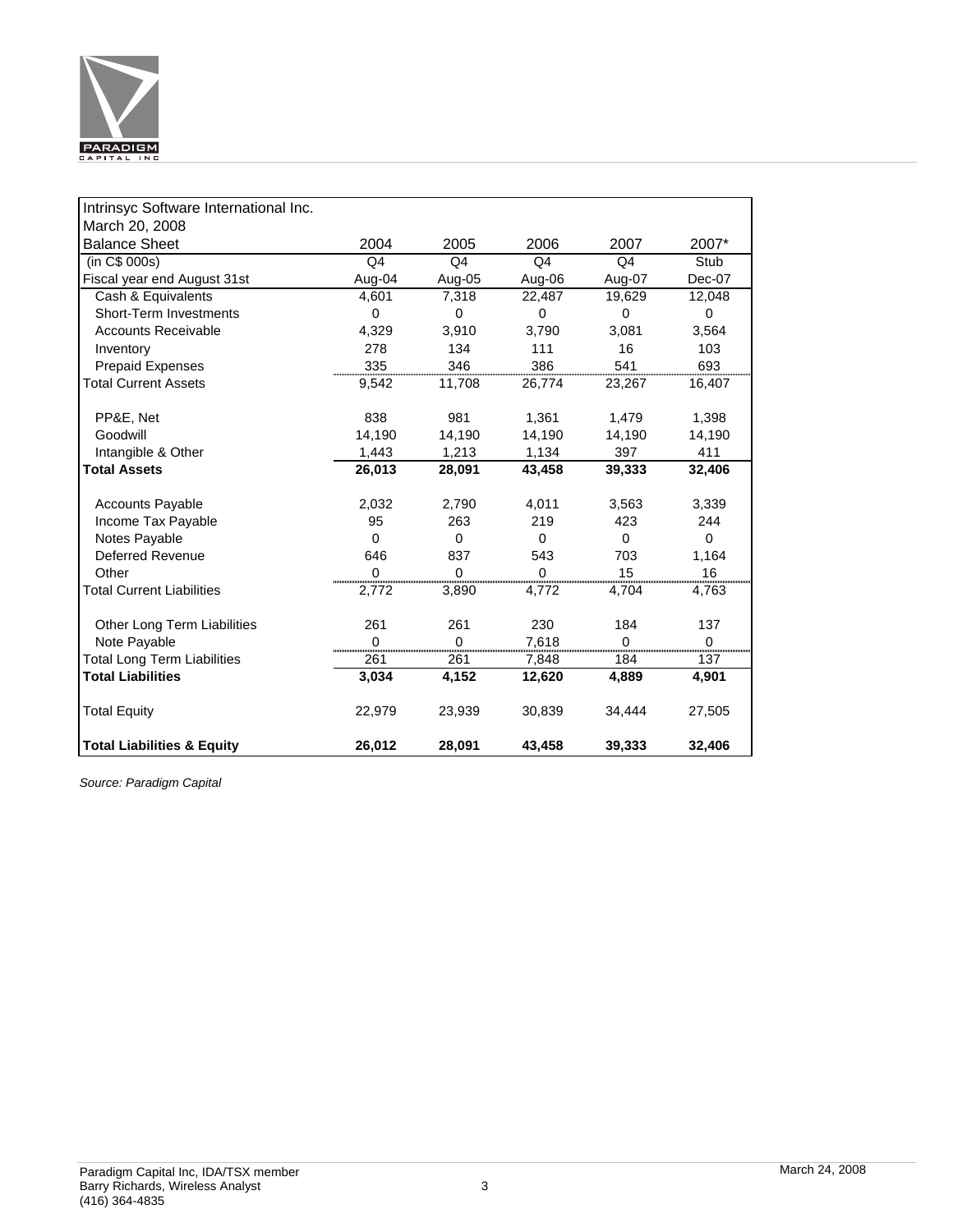| Intrinsyc Software International Inc. | | | | | |
|---|---|---|---|---|---|
| March 20, 2008 | | | | | |
| Balance Sheet | 2004 | 2005 | 2006 | 2007 | 2007* |
| (in C$ 000s) | Q4 | Q4 | Q4 | Q4 | Stub |
| Fiscal year end August 31st | Aug-04 | Aug-05 | Aug-06 | Aug-07 | Dec-07 |
| Cash & Equivalents | 4,601 | 7,318 | 22,487 | 19,629 | 12,048 |
| Short-Term Investments | 0 | 0 | 0 | 0 | 0 |
| Accounts Receivable | 4,329 | 3,910 | 3,790 | 3,081 | 3,564 |
| Inventory | 278 | 134 | 111 | 16 | 103 |
| Prepaid Expenses | 335 | 346 | 386 | 541 | 693 |
| Total Current Assets | 9,542 | 11,708 | 26,774 | 23,267 | 16,407 |
| | | | | | |
| PP&E, Net | 838 | 981 | 1,361 | 1,479 | 1,398 |
| Goodwill | 14,190 | 14,190 | 14,190 | 14,190 | 14,190 |
| Intangible & Other | 1,443 | 1,213 | 1,134 | 397 | 411 |
| **Total Assets** | **26,013** | **28,091** | **43,458** | **39,333** | **32,406** |
| | | | | | |
| Accounts Payable | 2,032 | 2,790 | 4,011 | 3,563 | 3,339 |
| Income Tax Payable | 95 | 263 | 219 | 423 | 244 |
| Notes Payable | 0 | 0 | 0 | 0 | 0 |
| Deferred Revenue | 646 | 837 | 543 | 703 | 1,164 |
| Other | 0 | 0 | 0 | 15 | 16 |
| Total Current Liabilities | 2,772 | 3,890 | 4,772 | 4,704 | 4,763 |
| | | | | | |
| Other Long Term Liabilities | 261 | 261 | 230 | 184 | 137 |
| Note Payable | 0 | 0 | 7,618 | 0 | 0 |
| Total Long Term Liabilities | 261 | 261 | 7,848 | 184 | 137 |
| **Total Liabilities** | **3,034** | **4,152** | **12,620** | **4,889** | **4,901** |
| | | | | | |
| Total Equity | 22,979 | 23,939 | 30,839 | 34,444 | 27,505 |
| | | | | | |
| **Total Liabilities & Equity** | **26,012** | **28,091** | **43,458** | **39,333** | **32,406** |

*Source: Paradigm Capital*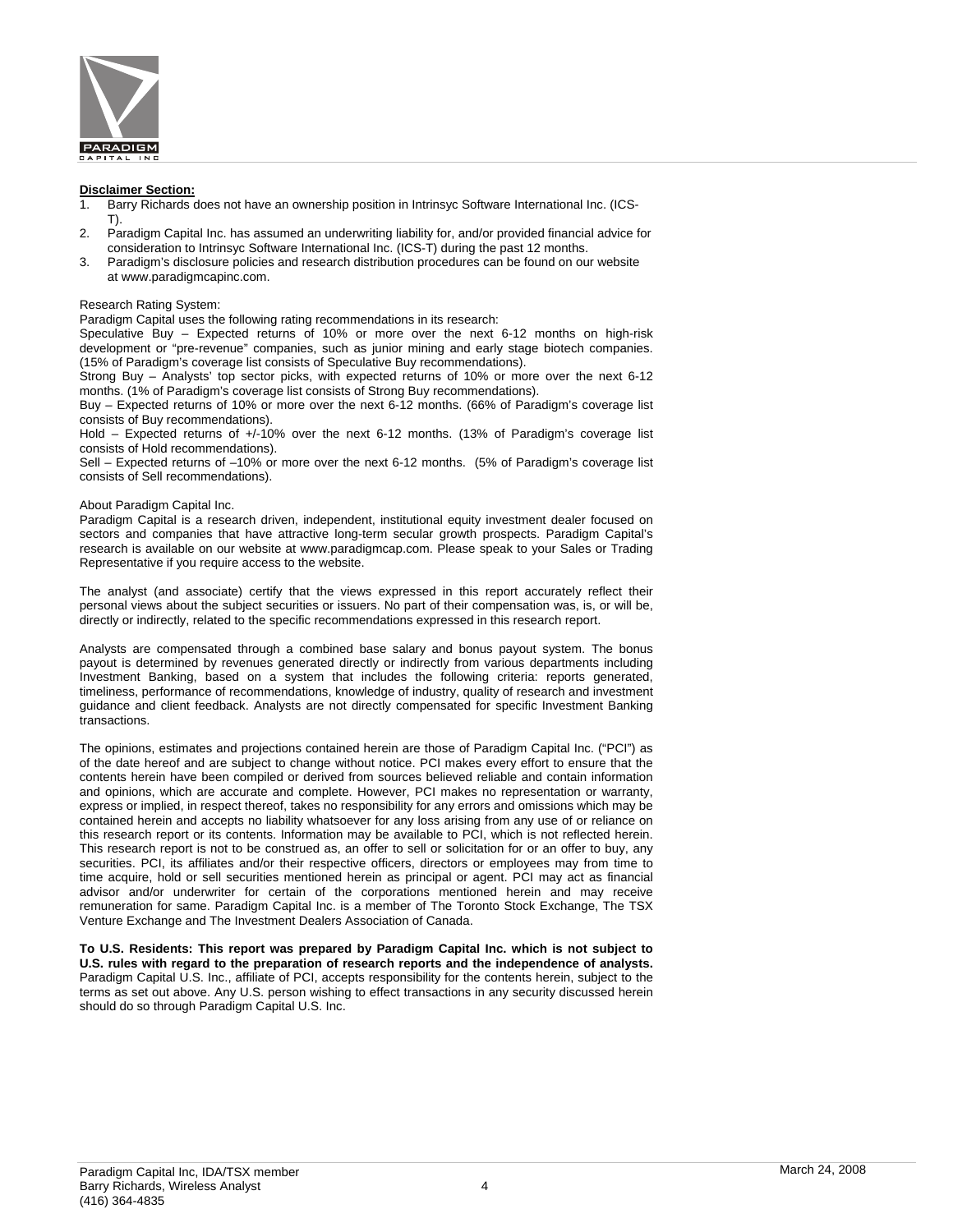**Disclaimer Section:**

1. Barry Richards does not have an ownership position in Intrinsyc Software International Inc. (ICS-T).
2. Paradigm Capital Inc. has assumed an underwriting liability for, and/or provided financial advice for consideration to Intrinsyc Software International Inc. (ICS-T) during the past 12 months.
3. Paradigm's disclosure policies and research distribution procedures can be found on our website at www.paradigmcapinc.com.

Research Rating System:

Paradigm Capital uses the following rating recommendations in its research:

Speculative Buy – Expected returns of 10% or more over the next 6-12 months on high-risk development or "pre-revenue" companies, such as junior mining and early stage biotech companies. (15% of Paradigm's coverage list consists of Speculative Buy recommendations).

Strong Buy – Analysts' top sector picks, with expected returns of 10% or more over the next 6-12 months. (1% of Paradigm's coverage list consists of Strong Buy recommendations).

Buy – Expected returns of 10% or more over the next 6-12 months. (66% of Paradigm's coverage list consists of Buy recommendations).

Hold – Expected returns of +/-10% over the next 6-12 months. (13% of Paradigm's coverage list consists of Hold recommendations).

Sell – Expected returns of –10% or more over the next 6-12 months. (5% of Paradigm's coverage list consists of Sell recommendations).

About Paradigm Capital Inc.

Paradigm Capital is a research driven, independent, institutional equity investment dealer focused on sectors and companies that have attractive long-term secular growth prospects. Paradigm Capital's research is available on our website at www.paradigmcap.com. Please speak to your Sales or Trading Representative if you require access to the website.

The analyst (and associate) certify that the views expressed in this report accurately reflect their personal views about the subject securities or issuers. No part of their compensation was, is, or will be, directly or indirectly, related to the specific recommendations expressed in this research report.

Analysts are compensated through a combined base salary and bonus payout system. The bonus payout is determined by revenues generated directly or indirectly from various departments including Investment Banking, based on a system that includes the following criteria: reports generated, timeliness, performance of recommendations, knowledge of industry, quality of research and investment guidance and client feedback. Analysts are not directly compensated for specific Investment Banking transactions.

The opinions, estimates and projections contained herein are those of Paradigm Capital Inc. ("PCI") as of the date hereof and are subject to change without notice. PCI makes every effort to ensure that the contents herein have been compiled or derived from sources believed reliable and contain information and opinions, which are accurate and complete. However, PCI makes no representation or warranty, express or implied, in respect thereof, takes no responsibility for any errors and omissions which may be contained herein and accepts no liability whatsoever for any loss arising from any use of or reliance on this research report or its contents. Information may be available to PCI, which is not reflected herein. This research report is not to be construed as, an offer to sell or solicitation for or an offer to buy, any securities. PCI, its affiliates and/or their respective officers, directors or employees may from time to time acquire, hold or sell securities mentioned herein as principal or agent. PCI may act as financial advisor and/or underwriter for certain of the corporations mentioned herein and may receive remuneration for same. Paradigm Capital Inc. is a member of The Toronto Stock Exchange, The TSX Venture Exchange and The Investment Dealers Association of Canada.

**To U.S. Residents: This report was prepared by Paradigm Capital Inc. which is not subject to U.S. rules with regard to the preparation of research reports and the independence of analysts.** Paradigm Capital U.S. Inc., affiliate of PCI, accepts responsibility for the contents herein, subject to the terms as set out above. Any U.S. person wishing to effect transactions in any security discussed herein should do so through Paradigm Capital U.S. Inc.